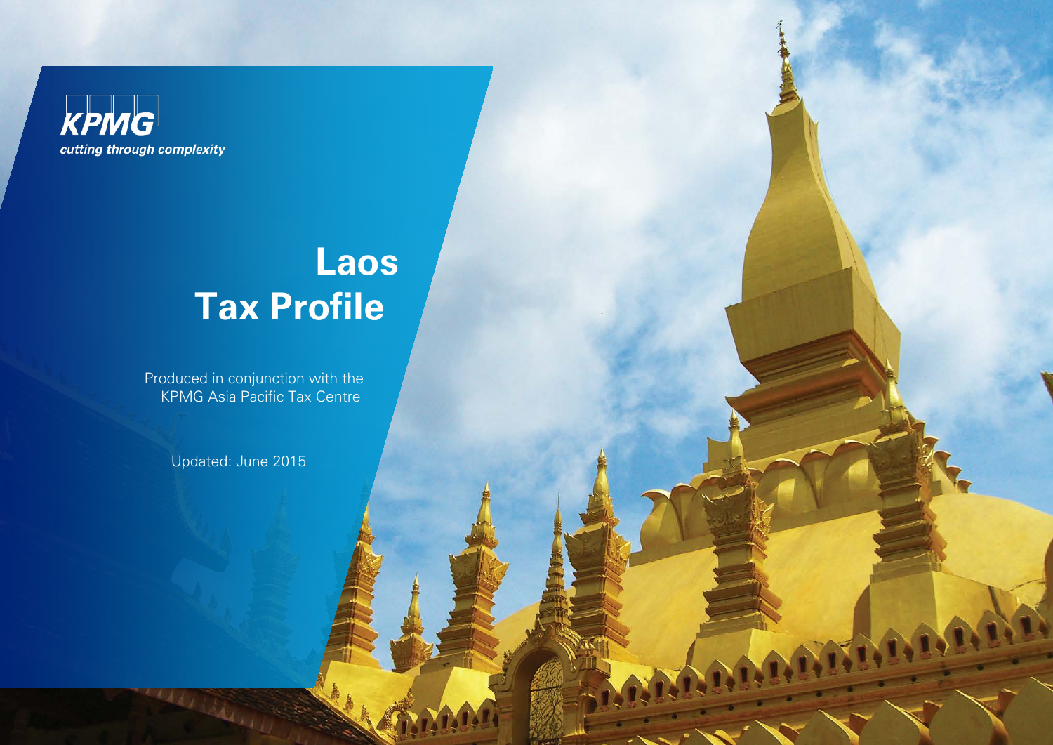KPMG

cutting through complexity

# Laos Tax Profile

Produced in conjunction with the KPMG Asia Pacific Tax Centre

Updated: June 2015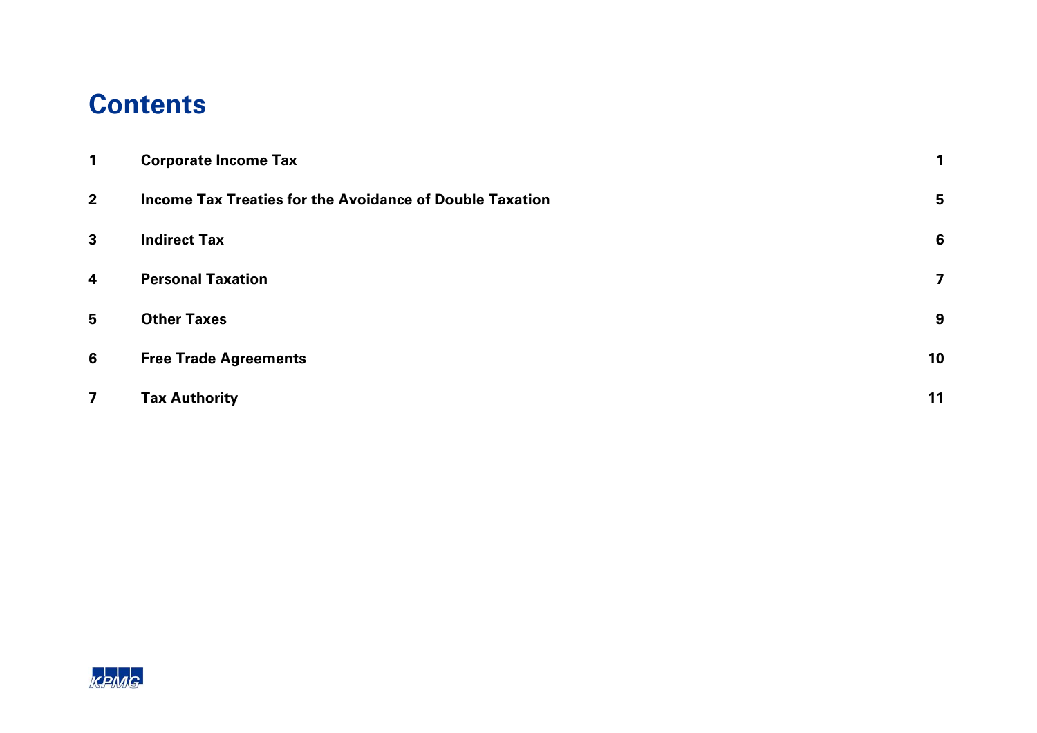# Contents

| | | |
|---|---|---|
| 1 | **Corporate Income Tax** | 1 |
| 2 | **Income Tax Treaties for the Avoidance of Double Taxation** | 5 |
| 3 | **Indirect Tax** | 6 |
| 4 | **Personal Taxation** | 7 |
| 5 | **Other Taxes** | 9 |
| 6 | **Free Trade Agreements** | 10 |
| 7 | **Tax Authority** | 11 |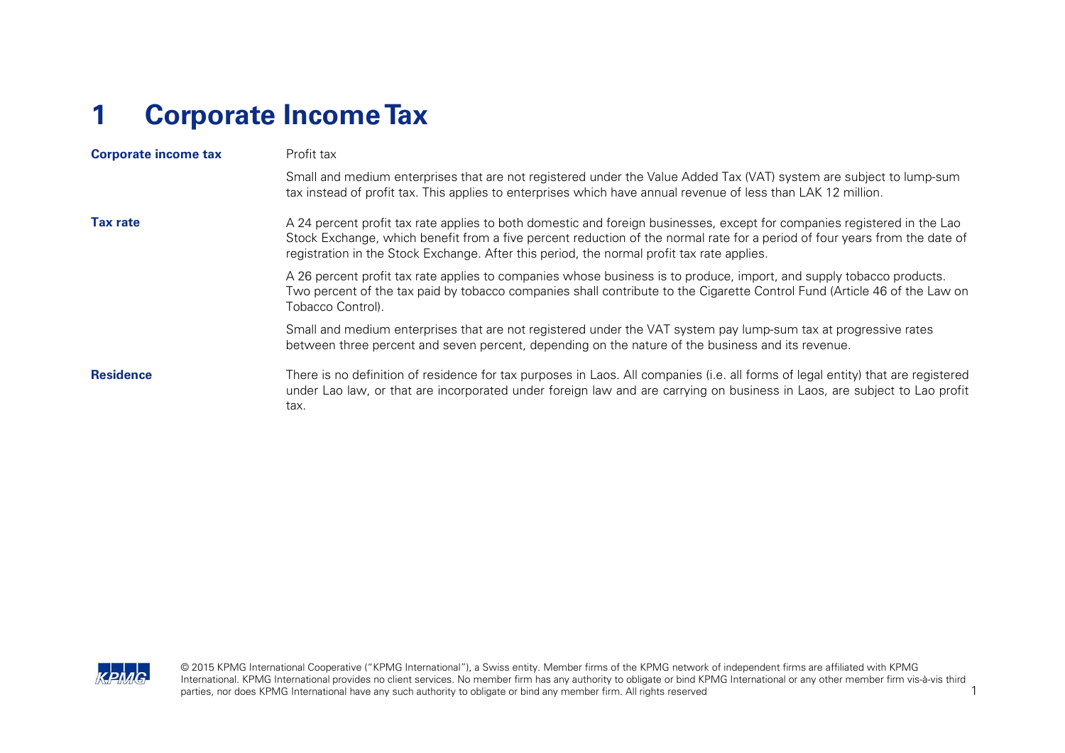# 1 Corporate Income Tax

| | |
|---|---|
| **Corporate income tax** | Profit tax<br><br>Small and medium enterprises that are not registered under the Value Added Tax (VAT) system are subject to lump-sum tax instead of profit tax. This applies to enterprises which have annual revenue of less than LAK 12 million. |
| **Tax rate** | A 24 percent profit tax rate applies to both domestic and foreign businesses, except for companies registered in the Lao Stock Exchange, which benefit from a five percent reduction of the normal rate for a period of four years from the date of registration in the Stock Exchange. After this period, the normal profit tax rate applies.<br><br>A 26 percent profit tax rate applies to companies whose business is to produce, import, and supply tobacco products. Two percent of the tax paid by tobacco companies shall contribute to the Cigarette Control Fund (Article 46 of the Law on Tobacco Control).<br><br>Small and medium enterprises that are not registered under the VAT system pay lump-sum tax at progressive rates between three percent and seven percent, depending on the nature of the business and its revenue. |
| **Residence** | There is no definition of residence for tax purposes in Laos. All companies (i.e. all forms of legal entity) that are registered under Lao law, or that are incorporated under foreign law and are carrying on business in Laos, are subject to Lao profit tax. |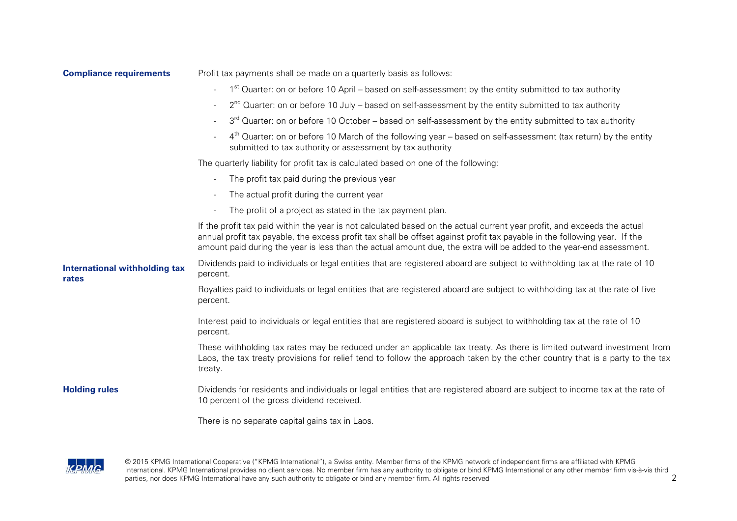**Compliance requirements**

Profit tax payments shall be made on a quarterly basis as follows:

- 1st Quarter: on or before 10 April – based on self-assessment by the entity submitted to tax authority
- 2nd Quarter: on or before 10 July – based on self-assessment by the entity submitted to tax authority
- 3rd Quarter: on or before 10 October – based on self-assessment by the entity submitted to tax authority
- 4th Quarter: on or before 10 March of the following year – based on self-assessment (tax return) by the entity submitted to tax authority or assessment by tax authority

The quarterly liability for profit tax is calculated based on one of the following:

- The profit tax paid during the previous year
- The actual profit during the current year
- The profit of a project as stated in the tax payment plan.

If the profit tax paid within the year is not calculated based on the actual current year profit, and exceeds the actual annual profit tax payable, the excess profit tax shall be offset against profit tax payable in the following year. If the amount paid during the year is less than the actual amount due, the extra will be added to the year-end assessment.

**International withholding tax rates**

Dividends paid to individuals or legal entities that are registered aboard are subject to withholding tax at the rate of 10 percent.

Royalties paid to individuals or legal entities that are registered aboard are subject to withholding tax at the rate of five percent.

Interest paid to individuals or legal entities that are registered aboard is subject to withholding tax at the rate of 10 percent.

These withholding tax rates may be reduced under an applicable tax treaty. As there is limited outward investment from Laos, the tax treaty provisions for relief tend to follow the approach taken by the other country that is a party to the tax treaty.

**Holding rules**

Dividends for residents and individuals or legal entities that are registered aboard are subject to income tax at the rate of 10 percent of the gross dividend received.

There is no separate capital gains tax in Laos.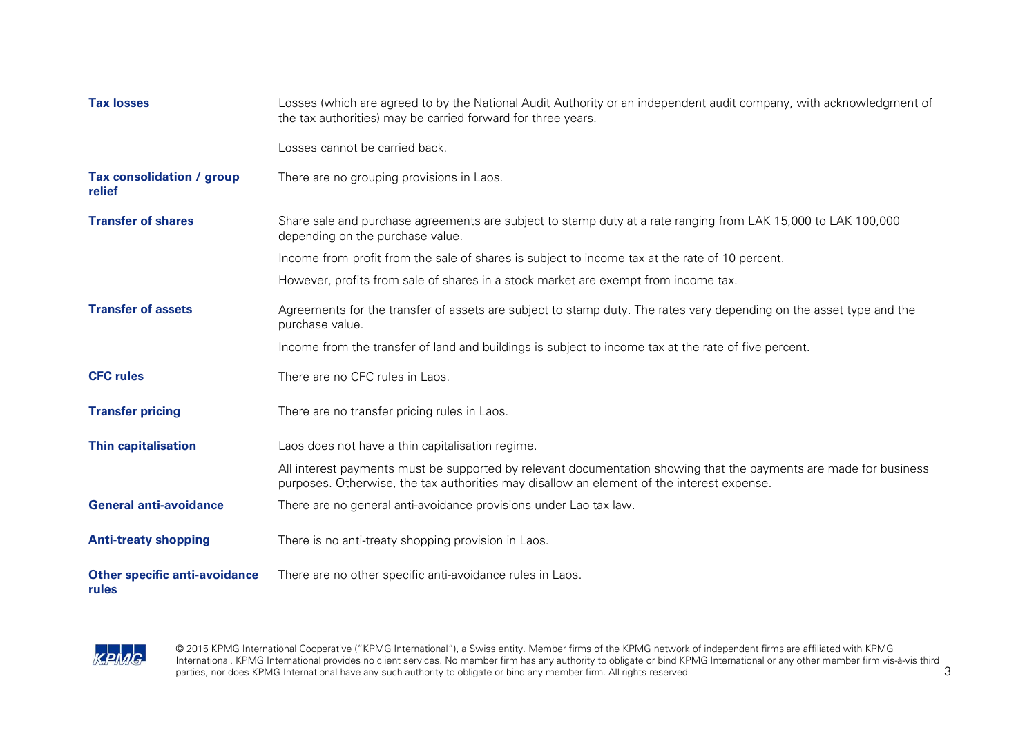| | |
|---|---|
| **Tax losses** | Losses (which are agreed to by the National Audit Authority or an independent audit company, with acknowledgment of the tax authorities) may be carried forward for three years.<br><br>Losses cannot be carried back. |
| **Tax consolidation / group relief** | There are no grouping provisions in Laos. |
| **Transfer of shares** | Share sale and purchase agreements are subject to stamp duty at a rate ranging from LAK 15,000 to LAK 100,000 depending on the purchase value.<br><br>Income from profit from the sale of shares is subject to income tax at the rate of 10 percent.<br><br>However, profits from sale of shares in a stock market are exempt from income tax. |
| **Transfer of assets** | Agreements for the transfer of assets are subject to stamp duty. The rates vary depending on the asset type and the purchase value.<br><br>Income from the transfer of land and buildings is subject to income tax at the rate of five percent. |
| **CFC rules** | There are no CFC rules in Laos. |
| **Transfer pricing** | There are no transfer pricing rules in Laos. |
| **Thin capitalisation** | Laos does not have a thin capitalisation regime.<br><br>All interest payments must be supported by relevant documentation showing that the payments are made for business purposes. Otherwise, the tax authorities may disallow an element of the interest expense. |
| **General anti-avoidance** | There are no general anti-avoidance provisions under Lao tax law. |
| **Anti-treaty shopping** | There is no anti-treaty shopping provision in Laos. |
| **Other specific anti-avoidance rules** | There are no other specific anti-avoidance rules in Laos. |

© 2015 KPMG International Cooperative ("KPMG International"), a Swiss entity. Member firms of the KPMG network of independent firms are affiliated with KPMG International. KPMG International provides no client services. No member firm has any authority to obligate or bind KPMG International or any other member firm vis-à-vis third parties, nor does KPMG International have any such authority to obligate or bind any member firm. All rights reserved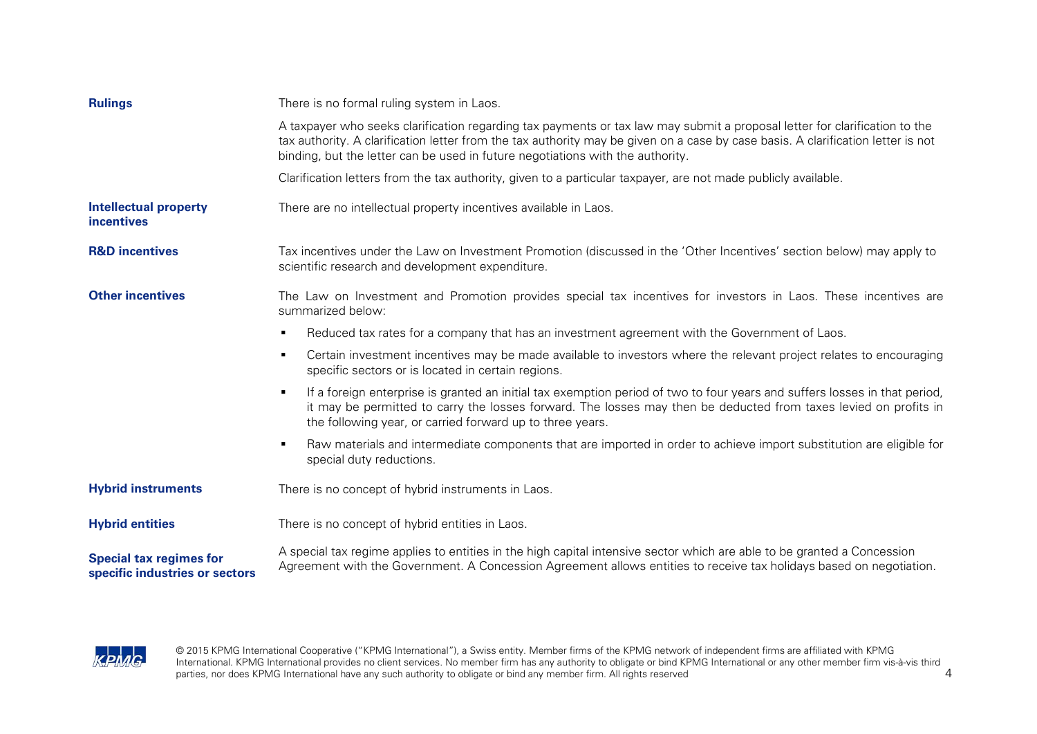### Rulings

There is no formal ruling system in Laos.

A taxpayer who seeks clarification regarding tax payments or tax law may submit a proposal letter for clarification to the tax authority. A clarification letter from the tax authority may be given on a case by case basis. A clarification letter is not binding, but the letter can be used in future negotiations with the authority.

Clarification letters from the tax authority, given to a particular taxpayer, are not made publicly available.

### Intellectual property incentives

There are no intellectual property incentives available in Laos.

### R&D incentives

Tax incentives under the Law on Investment Promotion (discussed in the 'Other Incentives' section below) may apply to scientific research and development expenditure.

### Other incentives

The Law on Investment and Promotion provides special tax incentives for investors in Laos. These incentives are summarized below:

- Reduced tax rates for a company that has an investment agreement with the Government of Laos.
- Certain investment incentives may be made available to investors where the relevant project relates to encouraging specific sectors or is located in certain regions.
- If a foreign enterprise is granted an initial tax exemption period of two to four years and suffers losses in that period, it may be permitted to carry the losses forward. The losses may then be deducted from taxes levied on profits in the following year, or carried forward up to three years.
- Raw materials and intermediate components that are imported in order to achieve import substitution are eligible for special duty reductions.

### Hybrid instruments

There is no concept of hybrid instruments in Laos.

### Hybrid entities

There is no concept of hybrid entities in Laos.

### Special tax regimes for specific industries or sectors

A special tax regime applies to entities in the high capital intensive sector which are able to be granted a Concession Agreement with the Government. A Concession Agreement allows entities to receive tax holidays based on negotiation.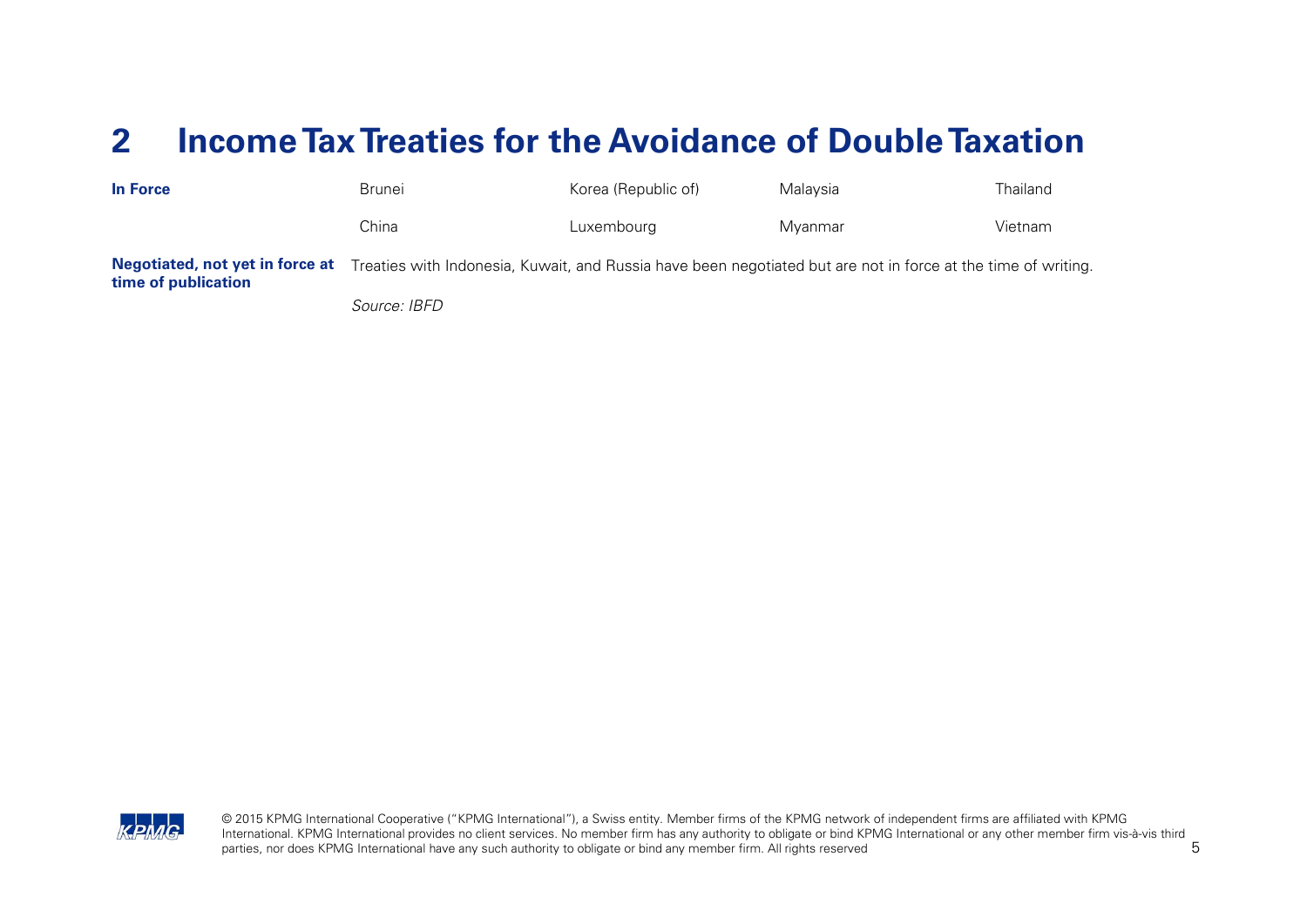## 2 Income Tax Treaties for the Avoidance of Double Taxation

| | | | | |
|---|---|---|---|---|
| **In Force** | Brunei | Korea (Republic of) | Malaysia | Thailand |
| | China | Luxembourg | Myanmar | Vietnam |
| **Negotiated, not yet in force at time of publication** | Treaties with Indonesia, Kuwait, and Russia have been negotiated but are not in force at the time of writing. | | | |

*Source: IBFD*

© 2015 KPMG International Cooperative ("KPMG International"), a Swiss entity. Member firms of the KPMG network of independent firms are affiliated with KPMG International. KPMG International provides no client services. No member firm has any authority to obligate or bind KPMG International or any other member firm vis-à-vis third parties, nor does KPMG International have any such authority to obligate or bind any member firm. All rights reserved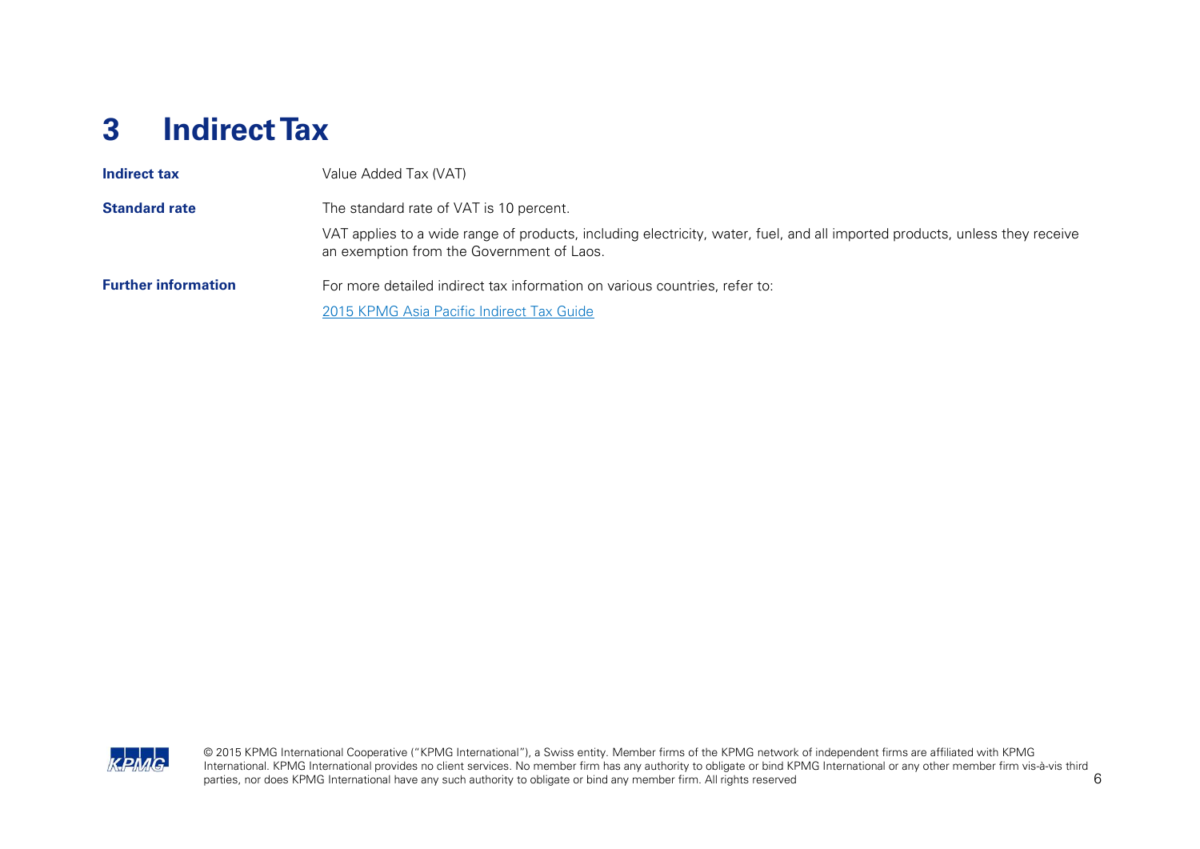# 3 Indirect Tax

| | |
|---|---|
| **Indirect tax** | Value Added Tax (VAT) |
| **Standard rate** | The standard rate of VAT is 10 percent.<br><br>VAT applies to a wide range of products, including electricity, water, fuel, and all imported products, unless they receive an exemption from the Government of Laos. |
| **Further information** | For more detailed indirect tax information on various countries, refer to:<br><br>2015 KPMG Asia Pacific Indirect Tax Guide |

© 2015 KPMG International Cooperative ("KPMG International"), a Swiss entity. Member firms of the KPMG network of independent firms are affiliated with KPMG International. KPMG International provides no client services. No member firm has any authority to obligate or bind KPMG International or any other member firm vis-à-vis third parties, nor does KPMG International have any such authority to obligate or bind any member firm. All rights reserved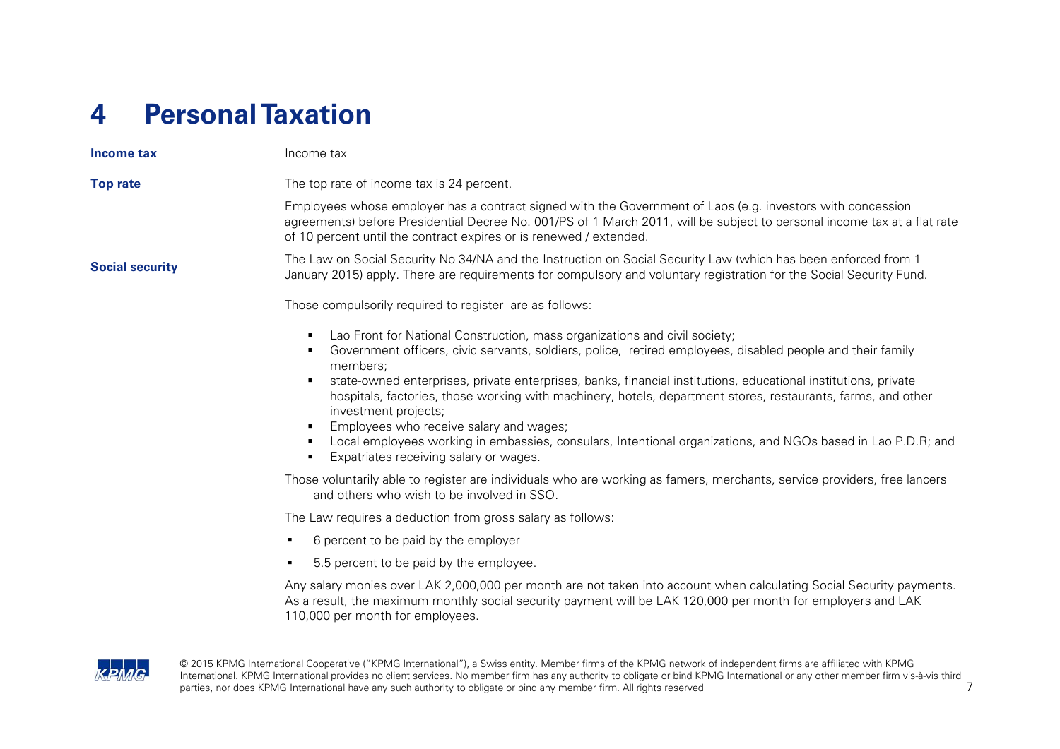# 4 Personal Taxation

**Income tax**

Income tax

**Top rate**

The top rate of income tax is 24 percent.

Employees whose employer has a contract signed with the Government of Laos (e.g. investors with concession agreements) before Presidential Decree No. 001/PS of 1 March 2011, will be subject to personal income tax at a flat rate of 10 percent until the contract expires or is renewed / extended.

**Social security**

The Law on Social Security No 34/NA and the Instruction on Social Security Law (which has been enforced from 1 January 2015) apply. There are requirements for compulsory and voluntary registration for the Social Security Fund.

Those compulsorily required to register are as follows:

- Lao Front for National Construction, mass organizations and civil society;
- Government officers, civic servants, soldiers, police, retired employees, disabled people and their family members;
- state-owned enterprises, private enterprises, banks, financial institutions, educational institutions, private hospitals, factories, those working with machinery, hotels, department stores, restaurants, farms, and other investment projects;
- Employees who receive salary and wages;
- Local employees working in embassies, consulars, Intentional organizations, and NGOs based in Lao P.D.R; and
- Expatriates receiving salary or wages.

Those voluntarily able to register are individuals who are working as famers, merchants, service providers, free lancers and others who wish to be involved in SSO.

The Law requires a deduction from gross salary as follows:

- 6 percent to be paid by the employer
- 5.5 percent to be paid by the employee.

Any salary monies over LAK 2,000,000 per month are not taken into account when calculating Social Security payments. As a result, the maximum monthly social security payment will be LAK 120,000 per month for employers and LAK 110,000 per month for employees.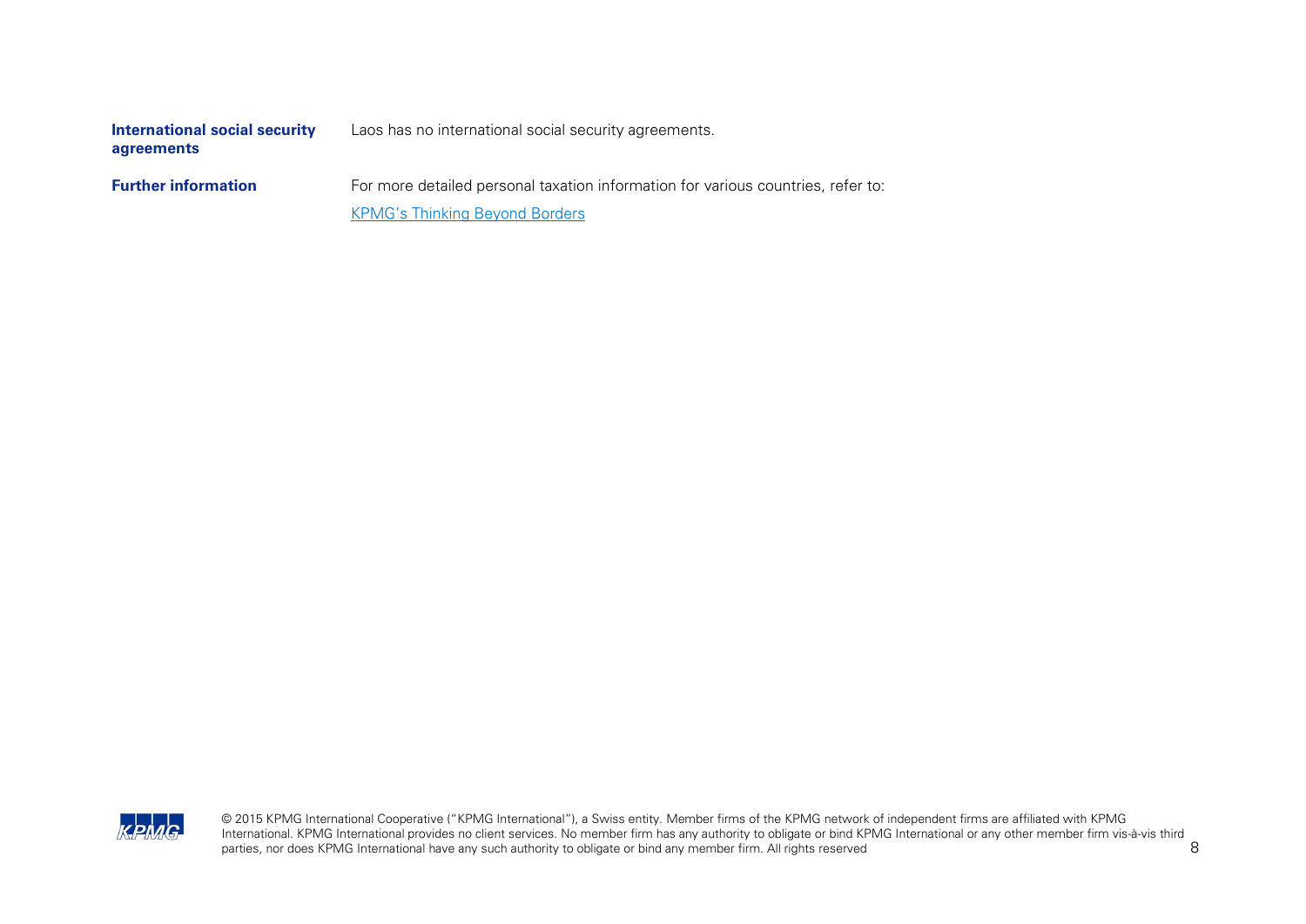| | |
|---|---|
| **International social security agreements** | Laos has no international social security agreements. |
| **Further information** | For more detailed personal taxation information for various countries, refer to:<br>KPMG's Thinking Beyond Borders |

© 2015 KPMG International Cooperative ("KPMG International"), a Swiss entity. Member firms of the KPMG network of independent firms are affiliated with KPMG International. KPMG International provides no client services. No member firm has any authority to obligate or bind KPMG International or any other member firm vis-à-vis third parties, nor does KPMG International have any such authority to obligate or bind any member firm. All rights reserved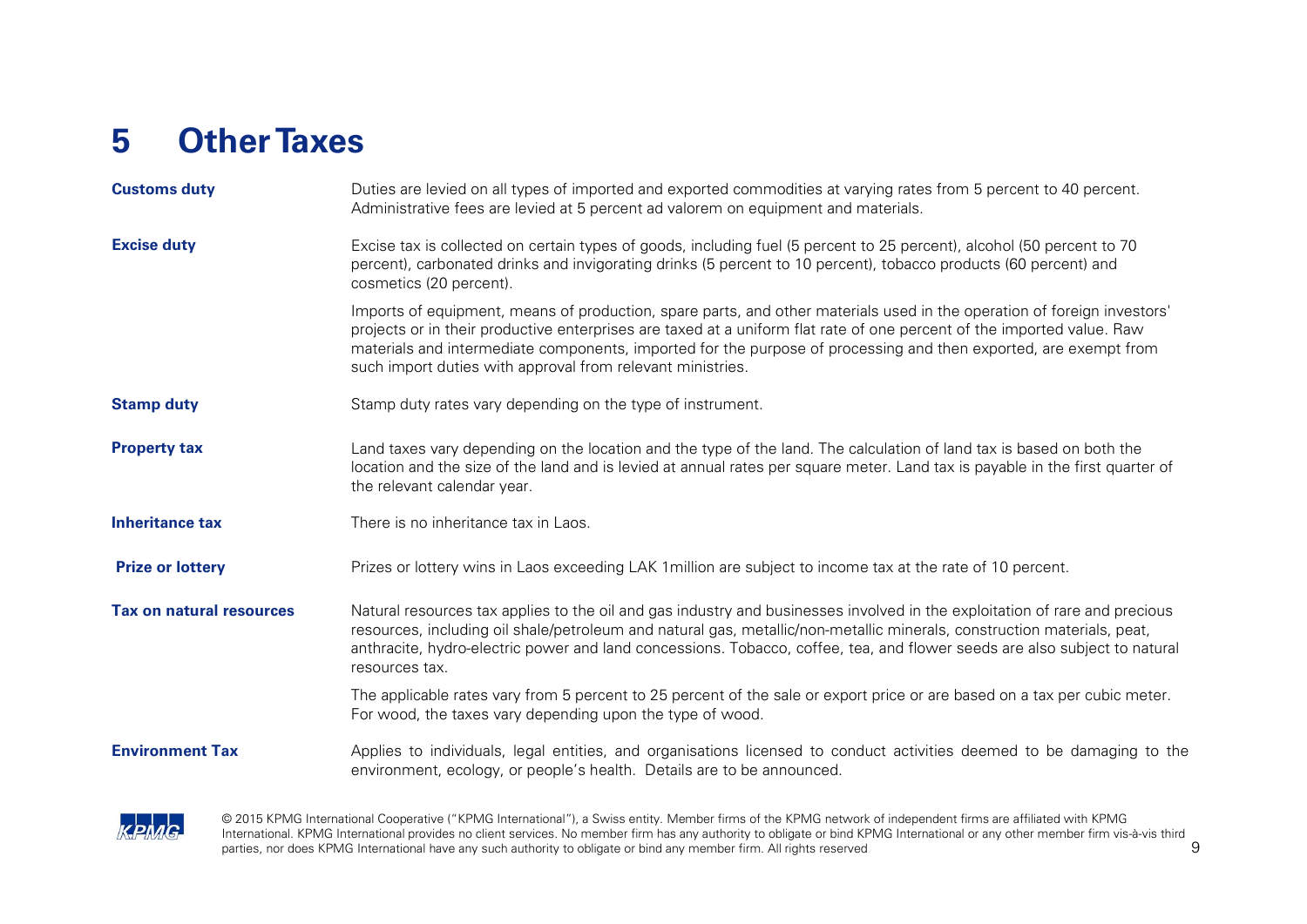# 5 Other Taxes

**Customs duty**

Duties are levied on all types of imported and exported commodities at varying rates from 5 percent to 40 percent. Administrative fees are levied at 5 percent ad valorem on equipment and materials.

**Excise duty**

Excise tax is collected on certain types of goods, including fuel (5 percent to 25 percent), alcohol (50 percent to 70 percent), carbonated drinks and invigorating drinks (5 percent to 10 percent), tobacco products (60 percent) and cosmetics (20 percent).

Imports of equipment, means of production, spare parts, and other materials used in the operation of foreign investors' projects or in their productive enterprises are taxed at a uniform flat rate of one percent of the imported value. Raw materials and intermediate components, imported for the purpose of processing and then exported, are exempt from such import duties with approval from relevant ministries.

**Stamp duty**

Stamp duty rates vary depending on the type of instrument.

**Property tax**

Land taxes vary depending on the location and the type of the land. The calculation of land tax is based on both the location and the size of the land and is levied at annual rates per square meter. Land tax is payable in the first quarter of the relevant calendar year.

**Inheritance tax**

There is no inheritance tax in Laos.

**Prize or lottery**

Prizes or lottery wins in Laos exceeding LAK 1million are subject to income tax at the rate of 10 percent.

**Tax on natural resources**

Natural resources tax applies to the oil and gas industry and businesses involved in the exploitation of rare and precious resources, including oil shale/petroleum and natural gas, metallic/non-metallic minerals, construction materials, peat, anthracite, hydro-electric power and land concessions. Tobacco, coffee, tea, and flower seeds are also subject to natural resources tax.

The applicable rates vary from 5 percent to 25 percent of the sale or export price or are based on a tax per cubic meter. For wood, the taxes vary depending upon the type of wood.

**Environment Tax**

Applies to individuals, legal entities, and organisations licensed to conduct activities deemed to be damaging to the environment, ecology, or people's health. Details are to be announced.

© 2015 KPMG International Cooperative ("KPMG International"), a Swiss entity. Member firms of the KPMG network of independent firms are affiliated with KPMG International. KPMG International provides no client services. No member firm has any authority to obligate or bind KPMG International or any other member firm vis-à-vis third parties, nor does KPMG International have any such authority to obligate or bind any member firm. All rights reserved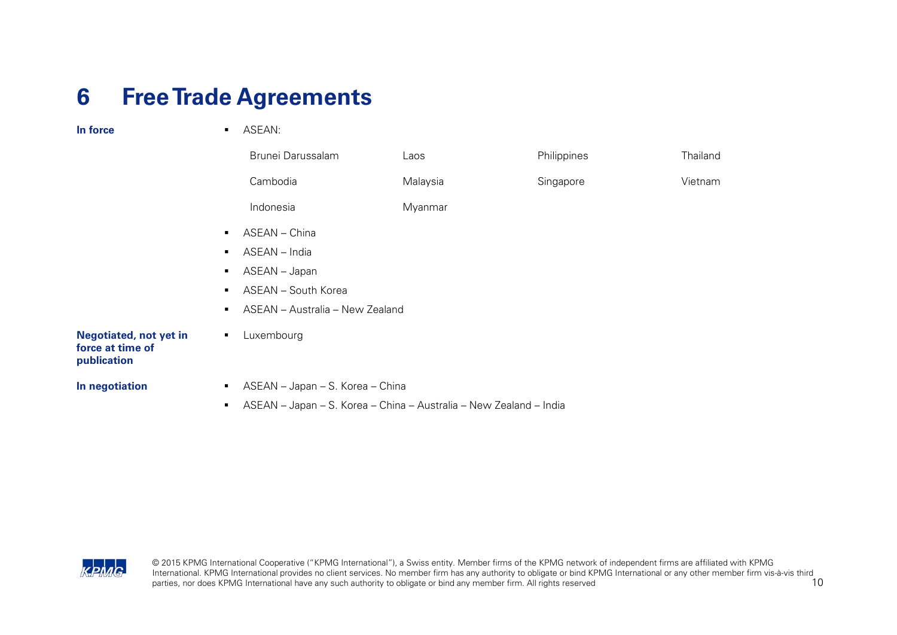# 6 Free Trade Agreements

**In force**

- ASEAN:

| Brunei Darussalam | Laos | Philippines | Thailand |
|---|---|---|---|
| Cambodia | Malaysia | Singapore | Vietnam |
| Indonesia | Myanmar | | |

- ASEAN – China
- ASEAN – India
- ASEAN – Japan
- ASEAN – South Korea
- ASEAN – Australia – New Zealand

**Negotiated, not yet in force at time of publication**

- Luxembourg

**In negotiation**

- ASEAN – Japan – S. Korea – China
- ASEAN – Japan – S. Korea – China – Australia – New Zealand – India

© 2015 KPMG International Cooperative ("KPMG International"), a Swiss entity. Member firms of the KPMG network of independent firms are affiliated with KPMG International. KPMG International provides no client services. No member firm has any authority to obligate or bind KPMG International or any other member firm vis-à-vis third parties, nor does KPMG International have any such authority to obligate or bind any member firm. All rights reserved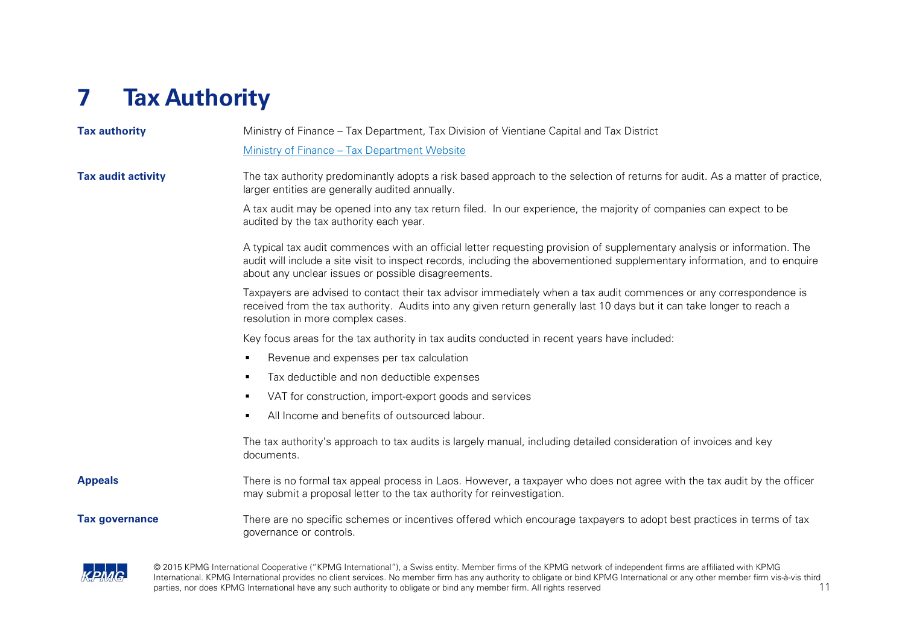# 7 Tax Authority

**Tax authority**

Ministry of Finance – Tax Department, Tax Division of Vientiane Capital and Tax District

[Ministry of Finance – Tax Department Website]

**Tax audit activity**

The tax authority predominantly adopts a risk based approach to the selection of returns for audit. As a matter of practice, larger entities are generally audited annually.

A tax audit may be opened into any tax return filed. In our experience, the majority of companies can expect to be audited by the tax authority each year.

A typical tax audit commences with an official letter requesting provision of supplementary analysis or information. The audit will include a site visit to inspect records, including the abovementioned supplementary information, and to enquire about any unclear issues or possible disagreements.

Taxpayers are advised to contact their tax advisor immediately when a tax audit commences or any correspondence is received from the tax authority. Audits into any given return generally last 10 days but it can take longer to reach a resolution in more complex cases.

Key focus areas for the tax authority in tax audits conducted in recent years have included:

- Revenue and expenses per tax calculation
- Tax deductible and non deductible expenses
- VAT for construction, import-export goods and services
- All Income and benefits of outsourced labour.

The tax authority's approach to tax audits is largely manual, including detailed consideration of invoices and key documents.

**Appeals**

There is no formal tax appeal process in Laos. However, a taxpayer who does not agree with the tax audit by the officer may submit a proposal letter to the tax authority for reinvestigation.

**Tax governance**

There are no specific schemes or incentives offered which encourage taxpayers to adopt best practices in terms of tax governance or controls.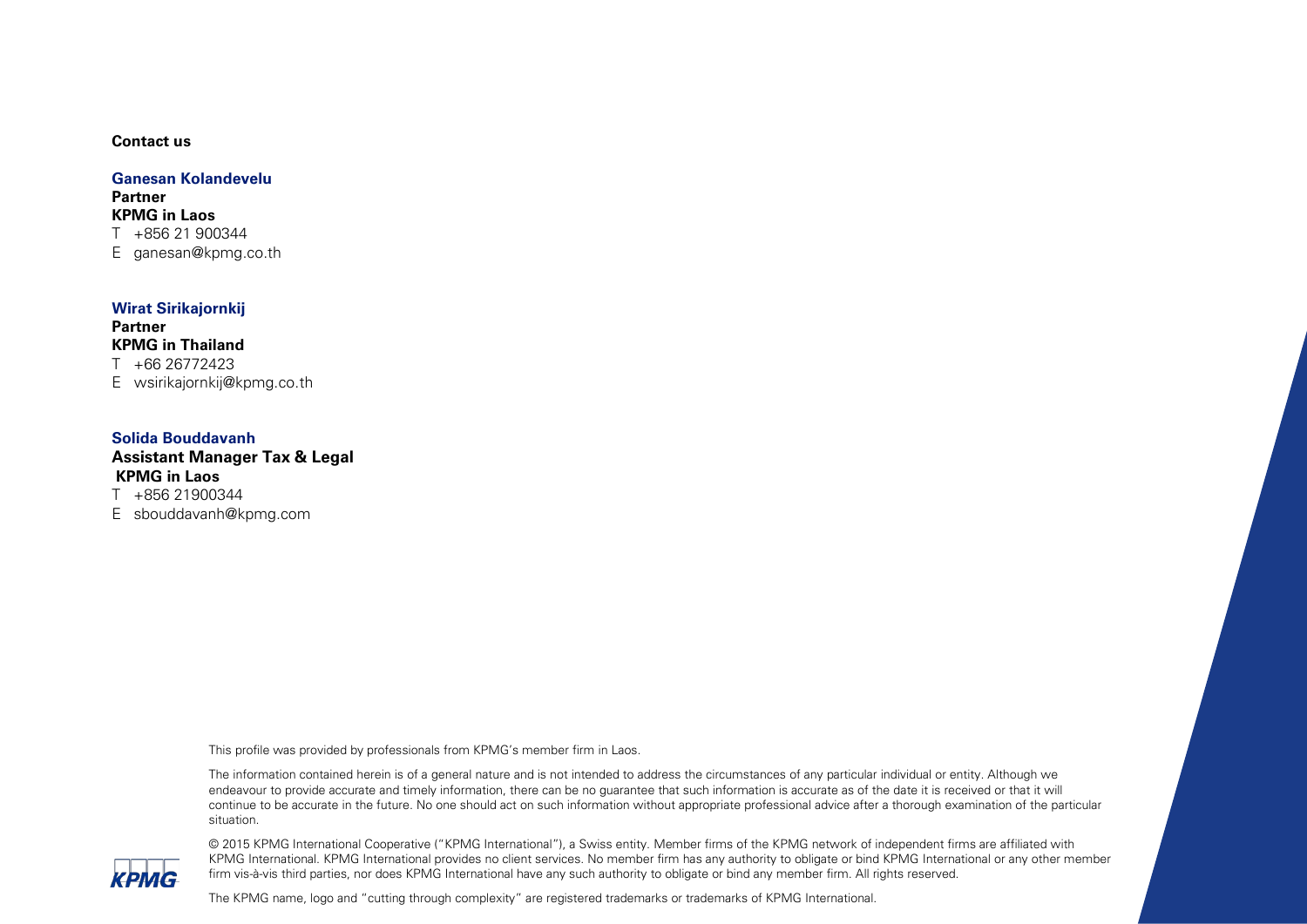**Contact us**

**Ganesan Kolandevelu**
**Partner**
**KPMG in Laos**
T +856 21 900344
E ganesan@kpmg.co.th

**Wirat Sirikajornkij**
**Partner**
**KPMG in Thailand**
T +66 26772423
E wsirikajornkij@kpmg.co.th

**Solida Bouddavanh**
**Assistant Manager Tax & Legal**
**KPMG in Laos**
T +856 21900344
E sbouddavanh@kpmg.com

This profile was provided by professionals from KPMG's member firm in Laos.

The information contained herein is of a general nature and is not intended to address the circumstances of any particular individual or entity. Although we endeavour to provide accurate and timely information, there can be no guarantee that such information is accurate as of the date it is received or that it will continue to be accurate in the future. No one should act on such information without appropriate professional advice after a thorough examination of the particular situation.

© 2015 KPMG International Cooperative ("KPMG International"), a Swiss entity. Member firms of the KPMG network of independent firms are affiliated with KPMG International. KPMG International provides no client services. No member firm has any authority to obligate or bind KPMG International or any other member firm vis-à-vis third parties, nor does KPMG International have any such authority to obligate or bind any member firm. All rights reserved.

The KPMG name, logo and "cutting through complexity" are registered trademarks or trademarks of KPMG International.